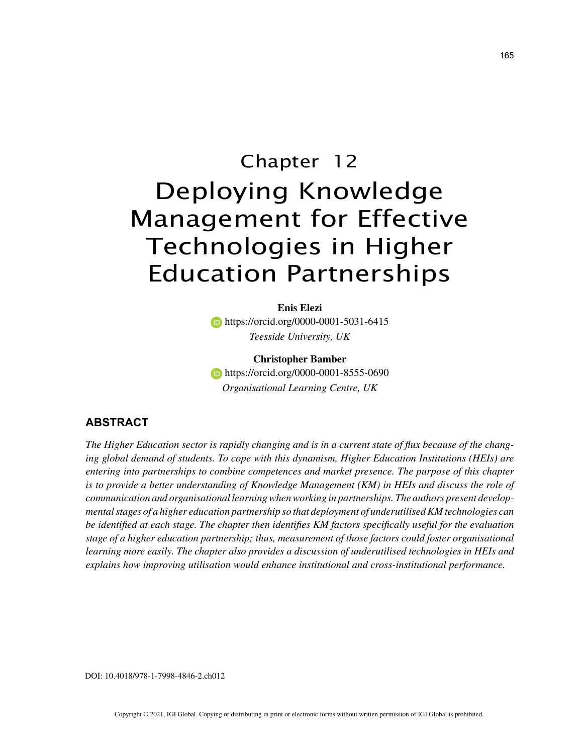# Chapter 12
# Deploying Knowledge Management for Effective Technologies in Higher Education Partnerships

**Enis Elezi**
https://orcid.org/0000-0001-5031-6415
*Teesside University, UK*

**Christopher Bamber**
https://orcid.org/0000-0001-8555-0690
*Organisational Learning Centre, UK*

## ABSTRACT

*The Higher Education sector is rapidly changing and is in a current state of flux because of the changing global demand of students. To cope with this dynamism, Higher Education Institutions (HEIs) are entering into partnerships to combine competences and market presence. The purpose of this chapter is to provide a better understanding of Knowledge Management (KM) in HEIs and discuss the role of communication and organisational learning when working in partnerships. The authors present developmental stages of a higher education partnership so that deployment of underutilised KM technologies can be identified at each stage. The chapter then identifies KM factors specifically useful for the evaluation stage of a higher education partnership; thus, measurement of those factors could foster organisational learning more easily. The chapter also provides a discussion of underutilised technologies in HEIs and explains how improving utilisation would enhance institutional and cross-institutional performance.*

DOI: 10.4018/978-1-7998-4846-2.ch012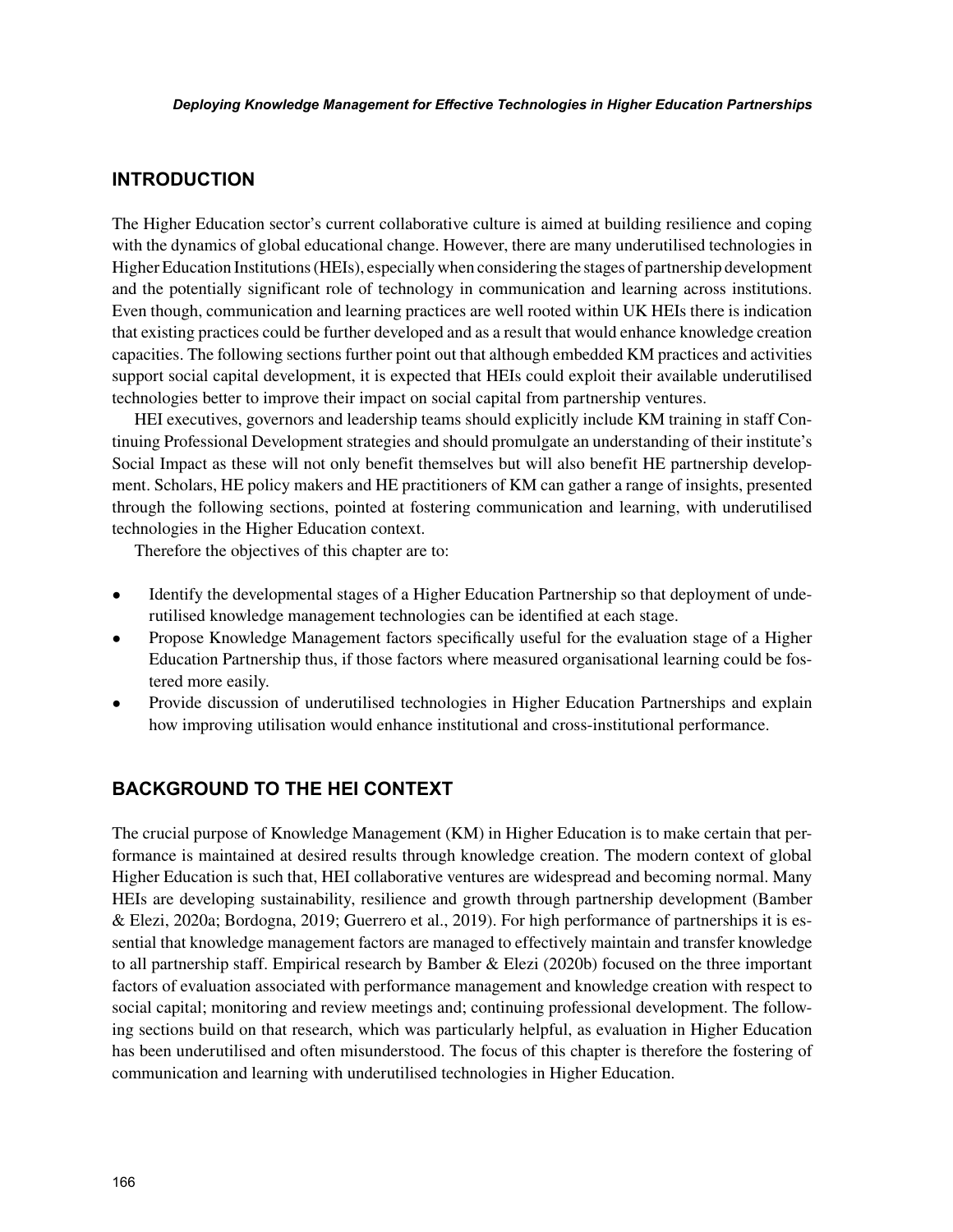## INTRODUCTION

The Higher Education sector's current collaborative culture is aimed at building resilience and coping with the dynamics of global educational change. However, there are many underutilised technologies in Higher Education Institutions (HEIs), especially when considering the stages of partnership development and the potentially significant role of technology in communication and learning across institutions. Even though, communication and learning practices are well rooted within UK HEIs there is indication that existing practices could be further developed and as a result that would enhance knowledge creation capacities. The following sections further point out that although embedded KM practices and activities support social capital development, it is expected that HEIs could exploit their available underutilised technologies better to improve their impact on social capital from partnership ventures.

HEI executives, governors and leadership teams should explicitly include KM training in staff Continuing Professional Development strategies and should promulgate an understanding of their institute's Social Impact as these will not only benefit themselves but will also benefit HE partnership development. Scholars, HE policy makers and HE practitioners of KM can gather a range of insights, presented through the following sections, pointed at fostering communication and learning, with underutilised technologies in the Higher Education context.

Therefore the objectives of this chapter are to:

- Identify the developmental stages of a Higher Education Partnership so that deployment of underutilised knowledge management technologies can be identified at each stage.
- Propose Knowledge Management factors specifically useful for the evaluation stage of a Higher Education Partnership thus, if those factors where measured organisational learning could be fostered more easily.
- Provide discussion of underutilised technologies in Higher Education Partnerships and explain how improving utilisation would enhance institutional and cross-institutional performance.

## BACKGROUND TO THE HEI CONTEXT

The crucial purpose of Knowledge Management (KM) in Higher Education is to make certain that performance is maintained at desired results through knowledge creation. The modern context of global Higher Education is such that, HEI collaborative ventures are widespread and becoming normal. Many HEIs are developing sustainability, resilience and growth through partnership development (Bamber & Elezi, 2020a; Bordogna, 2019; Guerrero et al., 2019). For high performance of partnerships it is essential that knowledge management factors are managed to effectively maintain and transfer knowledge to all partnership staff. Empirical research by Bamber & Elezi (2020b) focused on the three important factors of evaluation associated with performance management and knowledge creation with respect to social capital; monitoring and review meetings and; continuing professional development. The following sections build on that research, which was particularly helpful, as evaluation in Higher Education has been underutilised and often misunderstood. The focus of this chapter is therefore the fostering of communication and learning with underutilised technologies in Higher Education.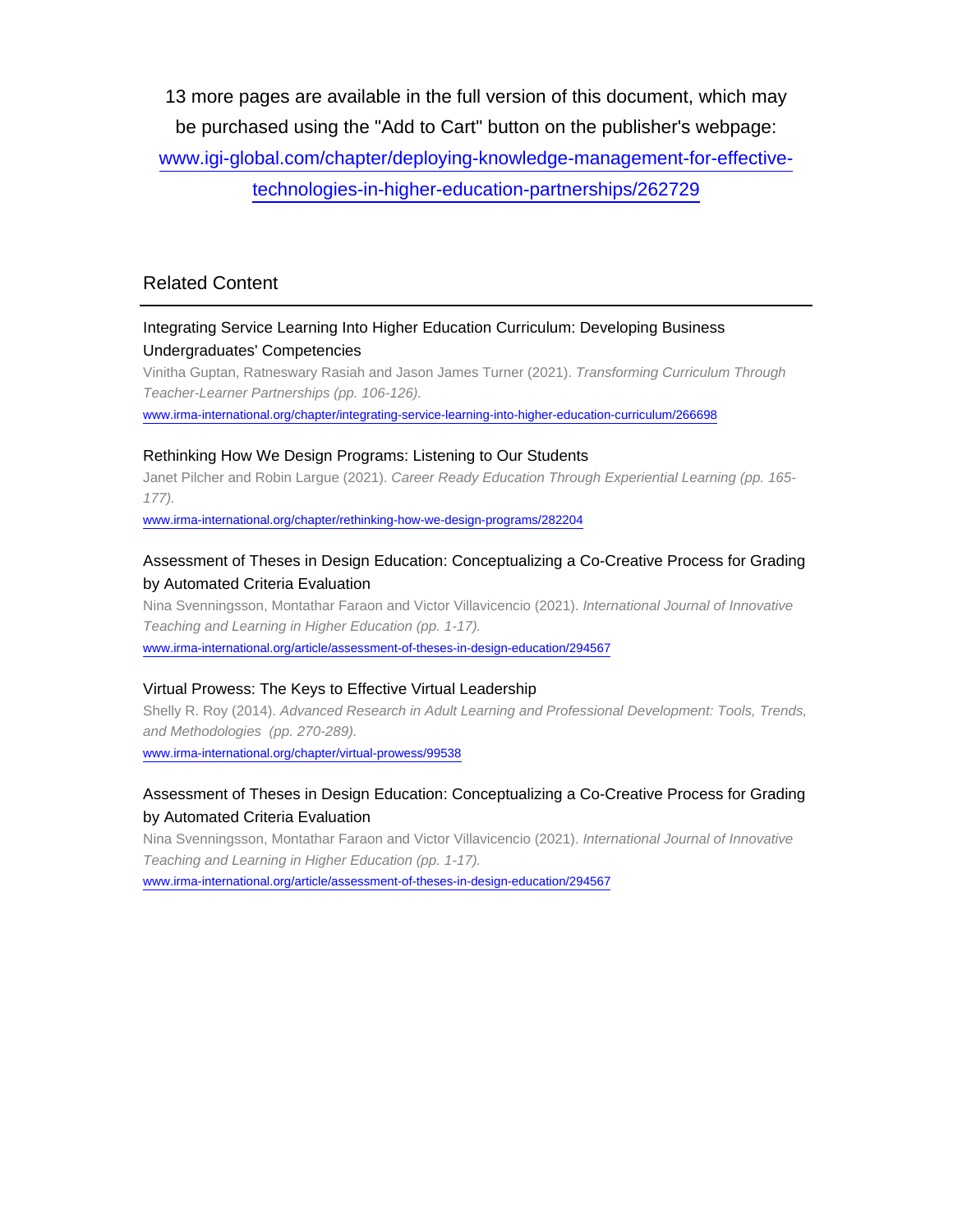13 more pages are available in the full version of this document, which may be purchased using the "Add to Cart" button on the publisher's webpage: [www.igi-global.com/chapter/deploying-knowledge-management-for-effective-technologies-in-higher-education-partnerships/262729](www.igi-global.com/chapter/deploying-knowledge-management-for-effective-technologies-in-higher-education-partnerships/262729)

## Related Content

Integrating Service Learning Into Higher Education Curriculum: Developing Business Undergraduates' Competencies
Vinitha Guptan, Ratneswary Rasiah and Jason James Turner (2021). *Transforming Curriculum Through Teacher-Learner Partnerships (pp. 106-126).*
[www.irma-international.org/chapter/integrating-service-learning-into-higher-education-curriculum/266698](www.irma-international.org/chapter/integrating-service-learning-into-higher-education-curriculum/266698)

Rethinking How We Design Programs: Listening to Our Students
Janet Pilcher and Robin Largue (2021). *Career Ready Education Through Experiential Learning (pp. 165-177).*
[www.irma-international.org/chapter/rethinking-how-we-design-programs/282204](www.irma-international.org/chapter/rethinking-how-we-design-programs/282204)

Assessment of Theses in Design Education: Conceptualizing a Co-Creative Process for Grading by Automated Criteria Evaluation
Nina Svenningsson, Montathar Faraon and Victor Villavicencio (2021). *International Journal of Innovative Teaching and Learning in Higher Education (pp. 1-17).*
[www.irma-international.org/article/assessment-of-theses-in-design-education/294567](www.irma-international.org/article/assessment-of-theses-in-design-education/294567)

Virtual Prowess: The Keys to Effective Virtual Leadership
Shelly R. Roy (2014). *Advanced Research in Adult Learning and Professional Development: Tools, Trends, and Methodologies (pp. 270-289).*
[www.irma-international.org/chapter/virtual-prowess/99538](www.irma-international.org/chapter/virtual-prowess/99538)

Assessment of Theses in Design Education: Conceptualizing a Co-Creative Process for Grading by Automated Criteria Evaluation
Nina Svenningsson, Montathar Faraon and Victor Villavicencio (2021). *International Journal of Innovative Teaching and Learning in Higher Education (pp. 1-17).*
[www.irma-international.org/article/assessment-of-theses-in-design-education/294567](www.irma-international.org/article/assessment-of-theses-in-design-education/294567)